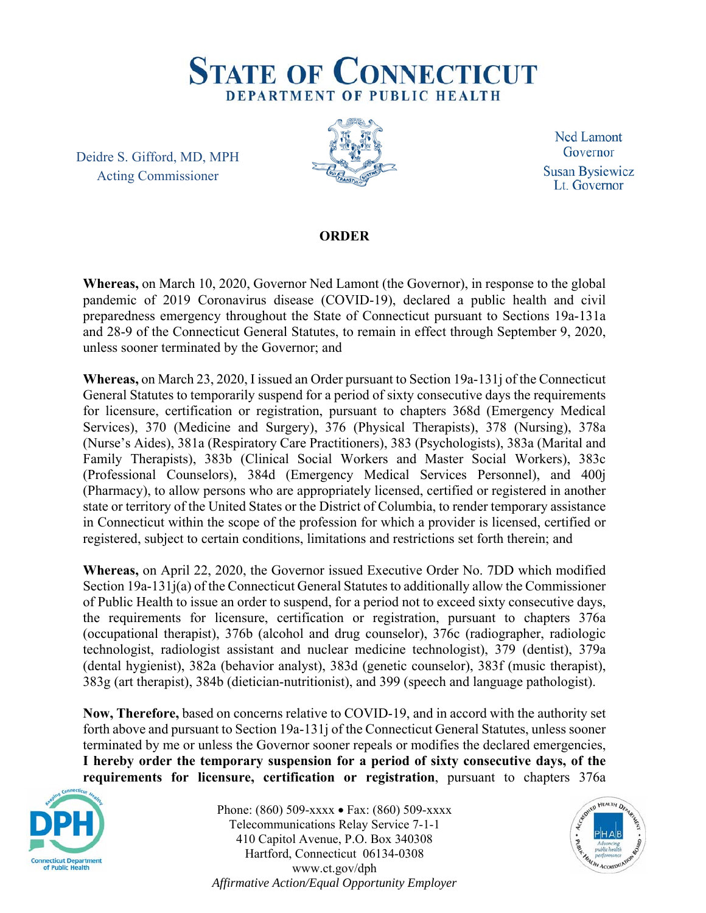# STATE OF CONNECTICUT
## DEPARTMENT OF PUBLIC HEALTH

Deidre S. Gifford, MD, MPH
Acting Commissioner

Ned Lamont
Governor
Susan Bysiewicz
Lt. Governor

**ORDER**

**Whereas,** on March 10, 2020, Governor Ned Lamont (the Governor), in response to the global pandemic of 2019 Coronavirus disease (COVID-19), declared a public health and civil preparedness emergency throughout the State of Connecticut pursuant to Sections 19a-131a and 28-9 of the Connecticut General Statutes, to remain in effect through September 9, 2020, unless sooner terminated by the Governor; and

**Whereas,** on March 23, 2020, I issued an Order pursuant to Section 19a-131j of the Connecticut General Statutes to temporarily suspend for a period of sixty consecutive days the requirements for licensure, certification or registration, pursuant to chapters 368d (Emergency Medical Services), 370 (Medicine and Surgery), 376 (Physical Therapists), 378 (Nursing), 378a (Nurse's Aides), 381a (Respiratory Care Practitioners), 383 (Psychologists), 383a (Marital and Family Therapists), 383b (Clinical Social Workers and Master Social Workers), 383c (Professional Counselors), 384d (Emergency Medical Services Personnel), and 400j (Pharmacy), to allow persons who are appropriately licensed, certified or registered in another state or territory of the United States or the District of Columbia, to render temporary assistance in Connecticut within the scope of the profession for which a provider is licensed, certified or registered, subject to certain conditions, limitations and restrictions set forth therein; and

**Whereas,** on April 22, 2020, the Governor issued Executive Order No. 7DD which modified Section 19a-131j(a) of the Connecticut General Statutes to additionally allow the Commissioner of Public Health to issue an order to suspend, for a period not to exceed sixty consecutive days, the requirements for licensure, certification or registration, pursuant to chapters 376a (occupational therapist), 376b (alcohol and drug counselor), 376c (radiographer, radiologic technologist, radiologist assistant and nuclear medicine technologist), 379 (dentist), 379a (dental hygienist), 382a (behavior analyst), 383d (genetic counselor), 383f (music therapist), 383g (art therapist), 384b (dietician-nutritionist), and 399 (speech and language pathologist).

**Now, Therefore,** based on concerns relative to COVID-19, and in accord with the authority set forth above and pursuant to Section 19a-131j of the Connecticut General Statutes, unless sooner terminated by me or unless the Governor sooner repeals or modifies the declared emergencies, **I hereby order the temporary suspension for a period of sixty consecutive days, of the requirements for licensure, certification or registration**, pursuant to chapters 376a

Phone: (860) 509-xxxx • Fax: (860) 509-xxxx
Telecommunications Relay Service 7-1-1
410 Capitol Avenue, P.O. Box 340308
Hartford, Connecticut 06134-0308
www.ct.gov/dph
*Affirmative Action/Equal Opportunity Employer*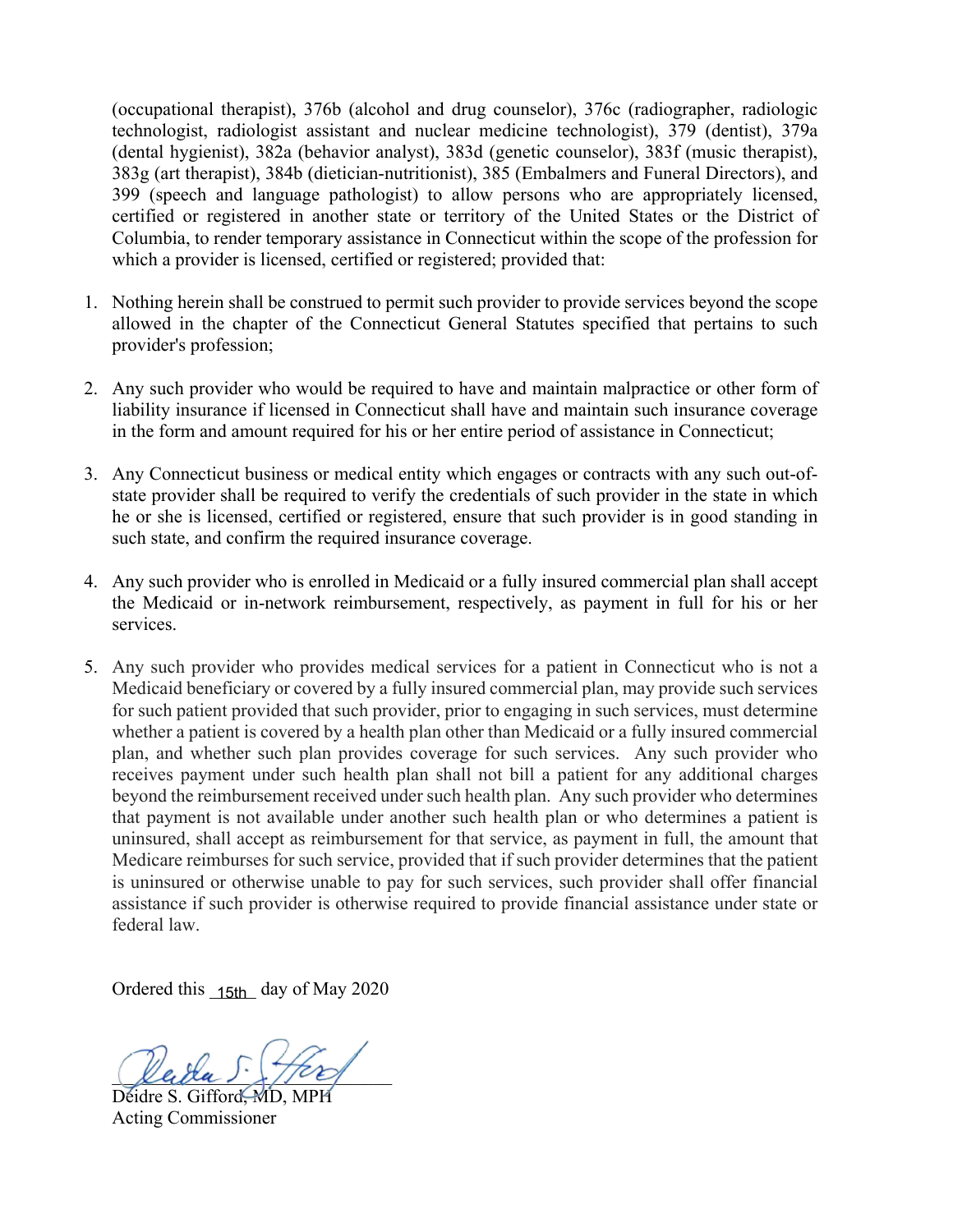(occupational therapist), 376b (alcohol and drug counselor), 376c (radiographer, radiologic technologist, radiologist assistant and nuclear medicine technologist), 379 (dentist), 379a (dental hygienist), 382a (behavior analyst), 383d (genetic counselor), 383f (music therapist), 383g (art therapist), 384b (dietician-nutritionist), 385 (Embalmers and Funeral Directors), and 399 (speech and language pathologist) to allow persons who are appropriately licensed, certified or registered in another state or territory of the United States or the District of Columbia, to render temporary assistance in Connecticut within the scope of the profession for which a provider is licensed, certified or registered; provided that:

1. Nothing herein shall be construed to permit such provider to provide services beyond the scope allowed in the chapter of the Connecticut General Statutes specified that pertains to such provider's profession;

2. Any such provider who would be required to have and maintain malpractice or other form of liability insurance if licensed in Connecticut shall have and maintain such insurance coverage in the form and amount required for his or her entire period of assistance in Connecticut;

3. Any Connecticut business or medical entity which engages or contracts with any such out-of-state provider shall be required to verify the credentials of such provider in the state in which he or she is licensed, certified or registered, ensure that such provider is in good standing in such state, and confirm the required insurance coverage.

4. Any such provider who is enrolled in Medicaid or a fully insured commercial plan shall accept the Medicaid or in-network reimbursement, respectively, as payment in full for his or her services.

5. Any such provider who provides medical services for a patient in Connecticut who is not a Medicaid beneficiary or covered by a fully insured commercial plan, may provide such services for such patient provided that such provider, prior to engaging in such services, must determine whether a patient is covered by a health plan other than Medicaid or a fully insured commercial plan, and whether such plan provides coverage for such services. Any such provider who receives payment under such health plan shall not bill a patient for any additional charges beyond the reimbursement received under such health plan. Any such provider who determines that payment is not available under another such health plan or who determines a patient is uninsured, shall accept as reimbursement for that service, as payment in full, the amount that Medicare reimburses for such service, provided that if such provider determines that the patient is uninsured or otherwise unable to pay for such services, such provider shall offer financial assistance if such provider is otherwise required to provide financial assistance under state or federal law.

Ordered this 15th day of May 2020

Deidre S. Gifford, MD, MPH
Acting Commissioner